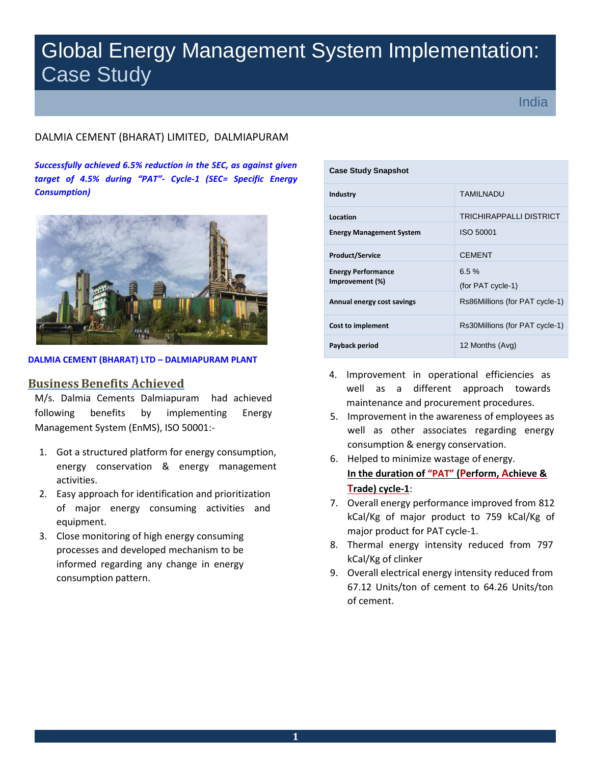# Global Energy Management System Implementation: Case Study

India

DALMIA CEMENT (BHARAT) LIMITED, DALMIAPURAM

***Successfully achieved 6.5% reduction in the SEC, as against given target of 4.5% during "PAT"- Cycle-1 (SEC= Specific Energy Consumption)***

**DALMIA CEMENT (BHARAT) LTD – DALMIAPURAM PLANT**

| Case Study Snapshot | |
|---|---|
| **Industry** | TAMILNADU |
| **Location** | TRICHIRAPPALLI DISTRICT |
| **Energy Management System** | ISO 50001 |
| **Product/Service** | CEMENT |
| **Energy Performance Improvement (%)** | 6.5 % (for PAT cycle-1) |
| **Annual energy cost savings** | Rs86Millions (for PAT cycle-1) |
| **Cost to implement** | Rs30Millions (for PAT cycle-1) |
| **Payback period** | 12 Months (Avg) |

## Business Benefits Achieved

M/s. Dalmia Cements Dalmiapuram had achieved following benefits by implementing Energy Management System (EnMS), ISO 50001:-

1. Got a structured platform for energy consumption, energy conservation & energy management activities.
2. Easy approach for identification and prioritization of major energy consuming activities and equipment.
3. Close monitoring of high energy consuming processes and developed mechanism to be informed regarding any change in energy consumption pattern.
4. Improvement in operational efficiencies as well as a different approach towards maintenance and procurement procedures.
5. Improvement in the awareness of employees as well as other associates regarding energy consumption & energy conservation.
6. Helped to minimize wastage of energy.

   **In the duration of "PAT" (Perform, Achieve & Trade) cycle-1**:

7. Overall energy performance improved from 812 kCal/Kg of major product to 759 kCal/Kg of major product for PAT cycle-1.
8. Thermal energy intensity reduced from 797 kCal/Kg of clinker
9. Overall electrical energy intensity reduced from 67.12 Units/ton of cement to 64.26 Units/ton of cement.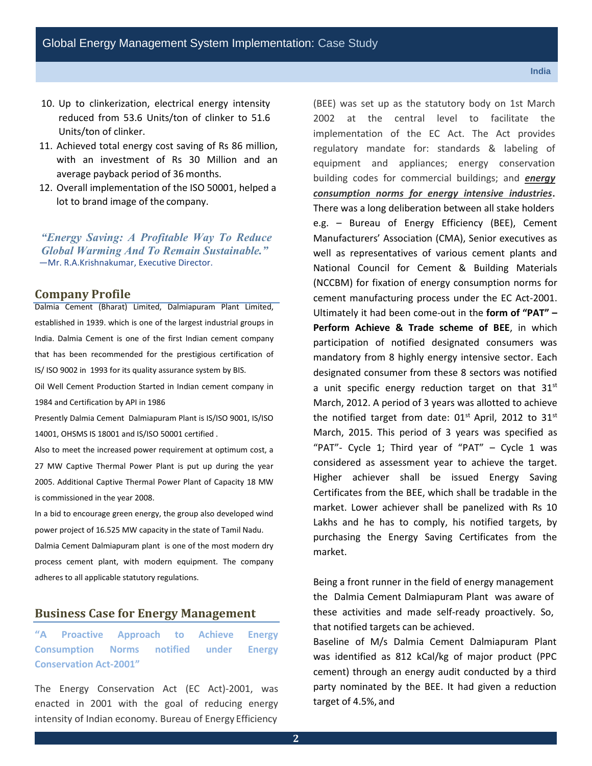10. Up to clinkerization, electrical energy intensity reduced from 53.6 Units/ton of clinker to 51.6 Units/ton of clinker.
11. Achieved total energy cost saving of Rs 86 million, with an investment of Rs 30 Million and an average payback period of 36 months.
12. Overall implementation of the ISO 50001, helped a lot to brand image of the company.

***"Energy Saving: A Profitable Way To Reduce Global Warming And To Remain Sustainable."***
—Mr. R.A.Krishnakumar, Executive Director.

## Company Profile

Dalmia Cement (Bharat) Limited, Dalmiapuram Plant Limited, established in 1939. which is one of the largest industrial groups in India. Dalmia Cement is one of the first Indian cement company that has been recommended for the prestigious certification of IS/ ISO 9002 in 1993 for its quality assurance system by BIS.

Oil Well Cement Production Started in Indian cement company in 1984 and Certification by API in 1986

Presently Dalmia Cement Dalmiapuram Plant is IS/ISO 9001, IS/ISO 14001, OHSMS IS 18001 and IS/ISO 50001 certified .

Also to meet the increased power requirement at optimum cost, a 27 MW Captive Thermal Power Plant is put up during the year 2005. Additional Captive Thermal Power Plant of Capacity 18 MW is commissioned in the year 2008.

In a bid to encourage green energy, the group also developed wind power project of 16.525 MW capacity in the state of Tamil Nadu.

Dalmia Cement Dalmiapuram plant is one of the most modern dry process cement plant, with modern equipment. The company adheres to all applicable statutory regulations.

## Business Case for Energy Management

**"A Proactive Approach to Achieve Energy Consumption Norms notified under Energy Conservation Act-2001"**

The Energy Conservation Act (EC Act)-2001, was enacted in 2001 with the goal of reducing energy intensity of Indian economy. Bureau of Energy Efficiency (BEE) was set up as the statutory body on 1st March 2002 at the central level to facilitate the implementation of the EC Act. The Act provides regulatory mandate for: standards & labeling of equipment and appliances; energy conservation building codes for commercial buildings; and ***energy consumption norms for energy intensive industries*****.** There was a long deliberation between all stake holders e.g. – Bureau of Energy Efficiency (BEE), Cement Manufacturers' Association (CMA), Senior executives as well as representatives of various cement plants and National Council for Cement & Building Materials (NCCBM) for fixation of energy consumption norms for cement manufacturing process under the EC Act-2001. Ultimately it had been come-out in the **form of "PAT" – Perform Achieve & Trade scheme of BEE**, in which participation of notified designated consumers was mandatory from 8 highly energy intensive sector. Each designated consumer from these 8 sectors was notified a unit specific energy reduction target on that 31st March, 2012. A period of 3 years was allotted to achieve the notified target from date: 01st April, 2012 to 31st March, 2015. This period of 3 years was specified as "PAT"- Cycle 1; Third year of "PAT" – Cycle 1 was considered as assessment year to achieve the target. Higher achiever shall be issued Energy Saving Certificates from the BEE, which shall be tradable in the market. Lower achiever shall be panelized with Rs 10 Lakhs and he has to comply, his notified targets, by purchasing the Energy Saving Certificates from the market.

Being a front runner in the field of energy management the Dalmia Cement Dalmiapuram Plant was aware of these activities and made self-ready proactively. So, that notified targets can be achieved.

Baseline of M/s Dalmia Cement Dalmiapuram Plant was identified as 812 kCal/kg of major product (PPC cement) through an energy audit conducted by a third party nominated by the BEE. It had given a reduction target of 4.5%, and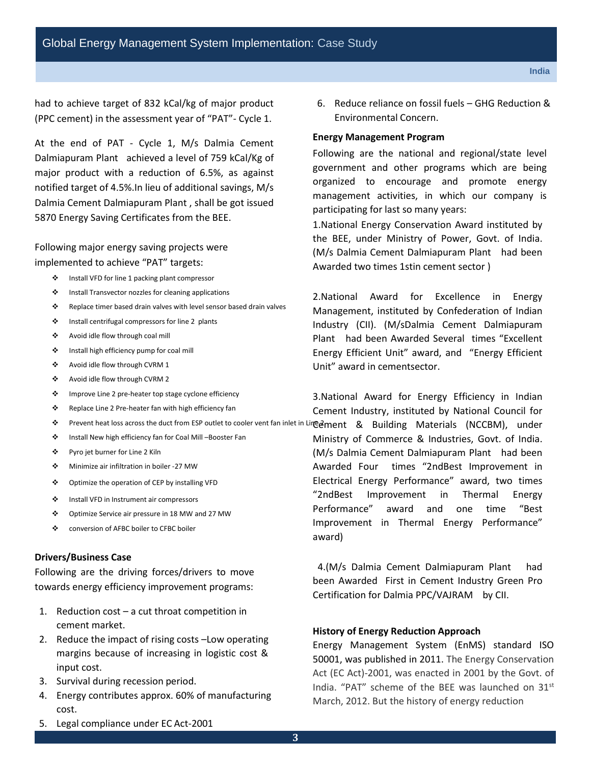had to achieve target of 832 kCal/kg of major product (PPC cement) in the assessment year of "PAT"- Cycle 1.

At the end of PAT - Cycle 1, M/s Dalmia Cement Dalmiapuram Plant achieved a level of 759 kCal/Kg of major product with a reduction of 6.5%, as against notified target of 4.5%.In lieu of additional savings, M/s Dalmia Cement Dalmiapuram Plant , shall be got issued 5870 Energy Saving Certificates from the BEE.

Following major energy saving projects were implemented to achieve "PAT" targets:

- Install VFD for line 1 packing plant compressor
- Install Transvector nozzles for cleaning applications
- Replace timer based drain valves with level sensor based drain valves
- Install centrifugal compressors for line 2 plants
- Avoid idle flow through coal mill
- Install high efficiency pump for coal mill
- Avoid idle flow through CVRM 1
- Avoid idle flow through CVRM 2
- Improve Line 2 pre-heater top stage cyclone efficiency
- Replace Line 2 Pre-heater fan with high efficiency fan
- Prevent heat loss across the duct from ESP outlet to cooler vent fan inlet in Line 2
- Install New high efficiency fan for Coal Mill –Booster Fan
- Pyro jet burner for Line 2 Kiln
- Minimize air infiltration in boiler -27 MW
- Optimize the operation of CEP by installing VFD
- Install VFD in Instrument air compressors
- Optimize Service air pressure in 18 MW and 27 MW
- conversion of AFBC boiler to CFBC boiler

**Drivers/Business Case**

Following are the driving forces/drivers to move towards energy efficiency improvement programs:

1. Reduction cost – a cut throat competition in cement market.
2. Reduce the impact of rising costs –Low operating margins because of increasing in logistic cost & input cost.
3. Survival during recession period.
4. Energy contributes approx. 60% of manufacturing cost.
5. Legal compliance under EC Act-2001
6. Reduce reliance on fossil fuels – GHG Reduction & Environmental Concern.

**Energy Management Program**

Following are the national and regional/state level government and other programs which are being organized to encourage and promote energy management activities, in which our company is participating for last so many years:

1.National Energy Conservation Award instituted by the BEE, under Ministry of Power, Govt. of India. (M/s Dalmia Cement Dalmiapuram Plant had been Awarded two times 1stin cement sector )

2.National Award for Excellence in Energy Management, instituted by Confederation of Indian Industry (CII). (M/sDalmia Cement Dalmiapuram Plant had been Awarded Several times "Excellent Energy Efficient Unit" award, and "Energy Efficient Unit" award in cementsector.

3.National Award for Energy Efficiency in Indian Cement Industry, instituted by National Council for Cement & Building Materials (NCCBM), under Ministry of Commerce & Industries, Govt. of India. (M/s Dalmia Cement Dalmiapuram Plant had been Awarded Four times "2ndBest Improvement in Electrical Energy Performance" award, two times "2ndBest Improvement in Thermal Energy Performance" award and one time "Best Improvement in Thermal Energy Performance" award)

4.(M/s Dalmia Cement Dalmiapuram Plant had been Awarded First in Cement Industry Green Pro Certification for Dalmia PPC/VAJRAM by CII.

**History of Energy Reduction Approach**

Energy Management System (EnMS) standard ISO 50001, was published in 2011. The Energy Conservation Act (EC Act)-2001, was enacted in 2001 by the Govt. of India. "PAT" scheme of the BEE was launched on 31st March, 2012. But the history of energy reduction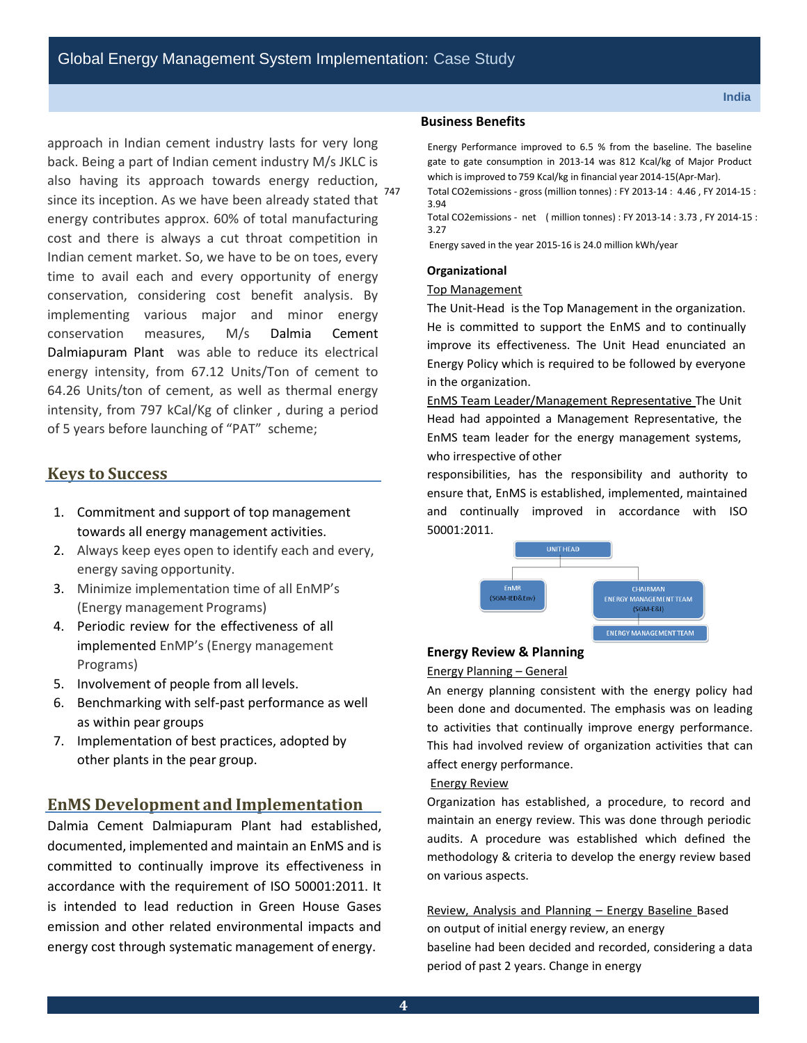approach in Indian cement industry lasts for very long back. Being a part of Indian cement industry M/s JKLC is also having its approach towards energy reduction, since its inception. As we have been already stated that energy contributes approx. 60% of total manufacturing cost and there is always a cut throat competition in Indian cement market. So, we have to be on toes, every time to avail each and every opportunity of energy conservation, considering cost benefit analysis. By implementing various major and minor energy conservation measures, M/s Dalmia Cement Dalmiapuram Plant was able to reduce its electrical energy intensity, from 67.12 Units/Ton of cement to 64.26 Units/ton of cement, as well as thermal energy intensity, from 797 kCal/Kg of clinker , during a period of 5 years before launching of "PAT" scheme;

747

## Keys to Success

1. Commitment and support of top management towards all energy management activities.
2. Always keep eyes open to identify each and every, energy saving opportunity.
3. Minimize implementation time of all EnMP's (Energy management Programs)
4. Periodic review for the effectiveness of all implemented EnMP's (Energy management Programs)
5. Involvement of people from all levels.
6. Benchmarking with self-past performance as well as within pear groups
7. Implementation of best practices, adopted by other plants in the pear group.

## EnMS Development and Implementation

Dalmia Cement Dalmiapuram Plant had established, documented, implemented and maintain an EnMS and is committed to continually improve its effectiveness in accordance with the requirement of ISO 50001:2011. It is intended to lead reduction in Green House Gases emission and other related environmental impacts and energy cost through systematic management of energy.

### Business Benefits

Energy Performance improved to 6.5 % from the baseline. The baseline gate to gate consumption in 2013-14 was 812 Kcal/kg of Major Product which is improved to 759 Kcal/kg in financial year 2014-15(Apr-Mar).

Total $CO_2$emissions - gross (million tonnes) : FY 2013-14 : 4.46 , FY 2014-15 : 3.94

Total $CO_2$emissions - net ( million tonnes) : FY 2013-14 : 3.73 , FY 2014-15 : 3.27

Energy saved in the year 2015-16 is 24.0 million kWh/year

### Organizational

Top Management

The Unit-Head is the Top Management in the organization. He is committed to support the EnMS and to continually improve its effectiveness. The Unit Head enunciated an Energy Policy which is required to be followed by everyone in the organization.

EnMS Team Leader/Management Representative The Unit Head had appointed a Management Representative, the EnMS team leader for the energy management systems, who irrespective of other responsibilities, has the responsibility and authority to ensure that, EnMS is established, implemented, maintained and continually improved in accordance with ISO 50001:2011.

UNIT HEAD

EnMR (SGM-IED&Env)

CHAIRMAN ENERGY MANAGEMENT TEAM (SGM-E&I)

ENERGY MANAGEMENT TEAM

### Energy Review & Planning

Energy Planning – General

An energy planning consistent with the energy policy had been done and documented. The emphasis was on leading to activities that continually improve energy performance. This had involved review of organization activities that can affect energy performance.

Energy Review

Organization has established, a procedure, to record and maintain an energy review. This was done through periodic audits. A procedure was established which defined the methodology & criteria to develop the energy review based on various aspects.

Review, Analysis and Planning – Energy Baseline Based on output of initial energy review, an energy baseline had been decided and recorded, considering a data period of past 2 years. Change in energy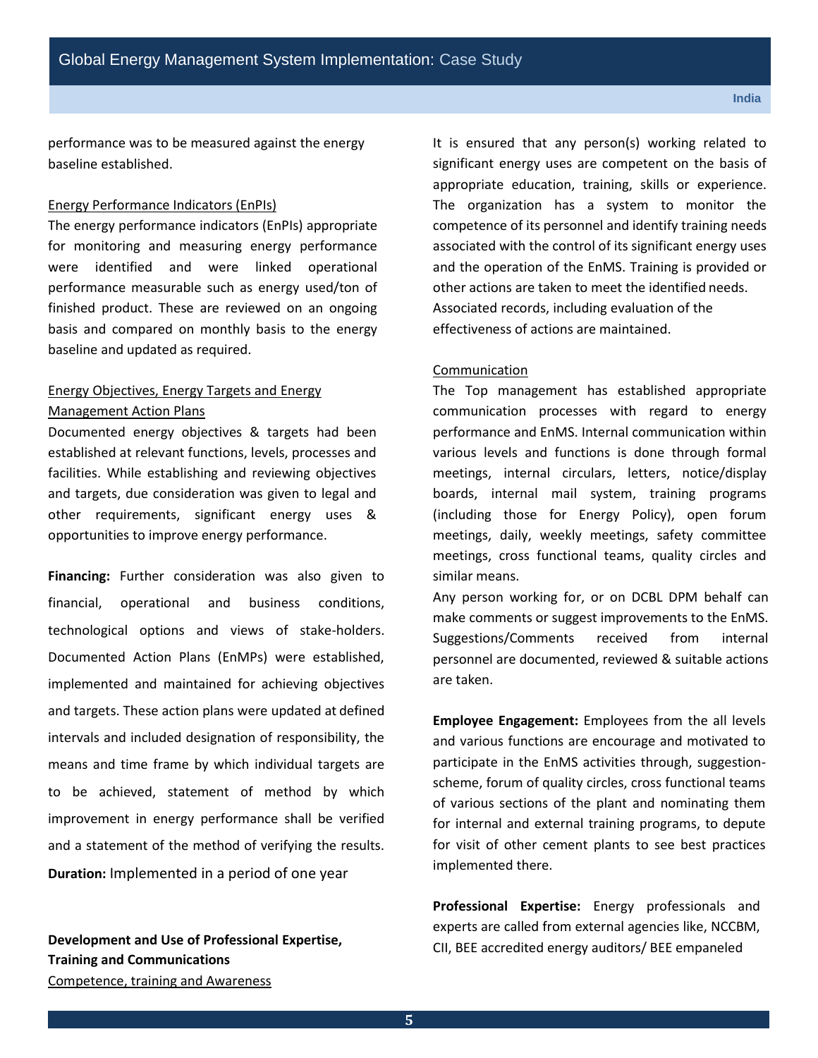performance was to be measured against the energy baseline established.

Energy Performance Indicators (EnPIs)

The energy performance indicators (EnPIs) appropriate for monitoring and measuring energy performance were identified and were linked operational performance measurable such as energy used/ton of finished product. These are reviewed on an ongoing basis and compared on monthly basis to the energy baseline and updated as required.

Energy Objectives, Energy Targets and Energy Management Action Plans

Documented energy objectives & targets had been established at relevant functions, levels, processes and facilities. While establishing and reviewing objectives and targets, due consideration was given to legal and other requirements, significant energy uses & opportunities to improve energy performance.

**Financing:** Further consideration was also given to financial, operational and business conditions, technological options and views of stake-holders. Documented Action Plans (EnMPs) were established, implemented and maintained for achieving objectives and targets. These action plans were updated at defined intervals and included designation of responsibility, the means and time frame by which individual targets are to be achieved, statement of method by which improvement in energy performance shall be verified and a statement of the method of verifying the results.

**Duration:** Implemented in a period of one year

**Development and Use of Professional Expertise, Training and Communications**

Competence, training and Awareness

It is ensured that any person(s) working related to significant energy uses are competent on the basis of appropriate education, training, skills or experience. The organization has a system to monitor the competence of its personnel and identify training needs associated with the control of its significant energy uses and the operation of the EnMS. Training is provided or other actions are taken to meet the identified needs. Associated records, including evaluation of the effectiveness of actions are maintained.

Communication

The Top management has established appropriate communication processes with regard to energy performance and EnMS. Internal communication within various levels and functions is done through formal meetings, internal circulars, letters, notice/display boards, internal mail system, training programs (including those for Energy Policy), open forum meetings, daily, weekly meetings, safety committee meetings, cross functional teams, quality circles and similar means.

Any person working for, or on DCBL DPM behalf can make comments or suggest improvements to the EnMS. Suggestions/Comments received from internal personnel are documented, reviewed & suitable actions are taken.

**Employee Engagement:** Employees from the all levels and various functions are encourage and motivated to participate in the EnMS activities through, suggestion-scheme, forum of quality circles, cross functional teams of various sections of the plant and nominating them for internal and external training programs, to depute for visit of other cement plants to see best practices implemented there.

**Professional Expertise:** Energy professionals and experts are called from external agencies like, NCCBM, CII, BEE accredited energy auditors/ BEE empaneled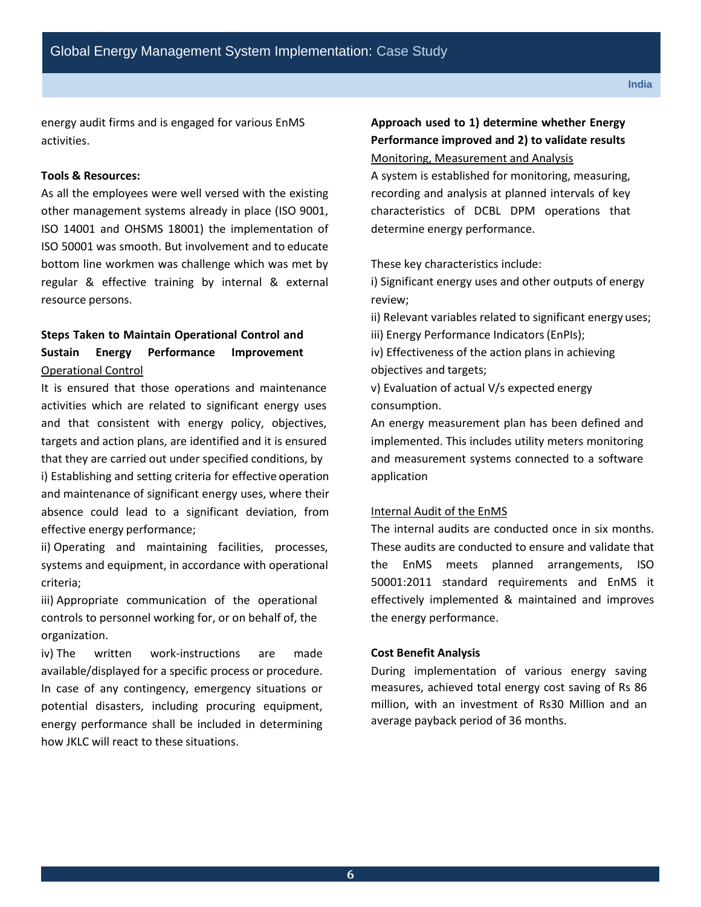energy audit firms and is engaged for various EnMS activities.

**Tools & Resources:**

As all the employees were well versed with the existing other management systems already in place (ISO 9001, ISO 14001 and OHSMS 18001) the implementation of ISO 50001 was smooth. But involvement and to educate bottom line workmen was challenge which was met by regular & effective training by internal & external resource persons.

**Steps Taken to Maintain Operational Control and Sustain Energy Performance Improvement**

Operational Control

It is ensured that those operations and maintenance activities which are related to significant energy uses and that consistent with energy policy, objectives, targets and action plans, are identified and it is ensured that they are carried out under specified conditions, by

i) Establishing and setting criteria for effective operation and maintenance of significant energy uses, where their absence could lead to a significant deviation, from effective energy performance;

ii) Operating and maintaining facilities, processes, systems and equipment, in accordance with operational criteria;

iii) Appropriate communication of the operational controls to personnel working for, or on behalf of, the organization.

iv) The written work-instructions are made available/displayed for a specific process or procedure. In case of any contingency, emergency situations or potential disasters, including procuring equipment, energy performance shall be included in determining how JKLC will react to these situations.

**Approach used to 1) determine whether Energy Performance improved and 2) to validate results**

Monitoring, Measurement and Analysis

A system is established for monitoring, measuring, recording and analysis at planned intervals of key characteristics of DCBL DPM operations that determine energy performance.

These key characteristics include:

i) Significant energy uses and other outputs of energy review;

ii) Relevant variables related to significant energy uses;

iii) Energy Performance Indicators (EnPIs);

iv) Effectiveness of the action plans in achieving objectives and targets;

v) Evaluation of actual V/s expected energy consumption.

An energy measurement plan has been defined and implemented. This includes utility meters monitoring and measurement systems connected to a software application

Internal Audit of the EnMS

The internal audits are conducted once in six months. These audits are conducted to ensure and validate that the EnMS meets planned arrangements, ISO 50001:2011 standard requirements and EnMS it effectively implemented & maintained and improves the energy performance.

**Cost Benefit Analysis**

During implementation of various energy saving measures, achieved total energy cost saving of Rs 86 million, with an investment of Rs30 Million and an average payback period of 36 months.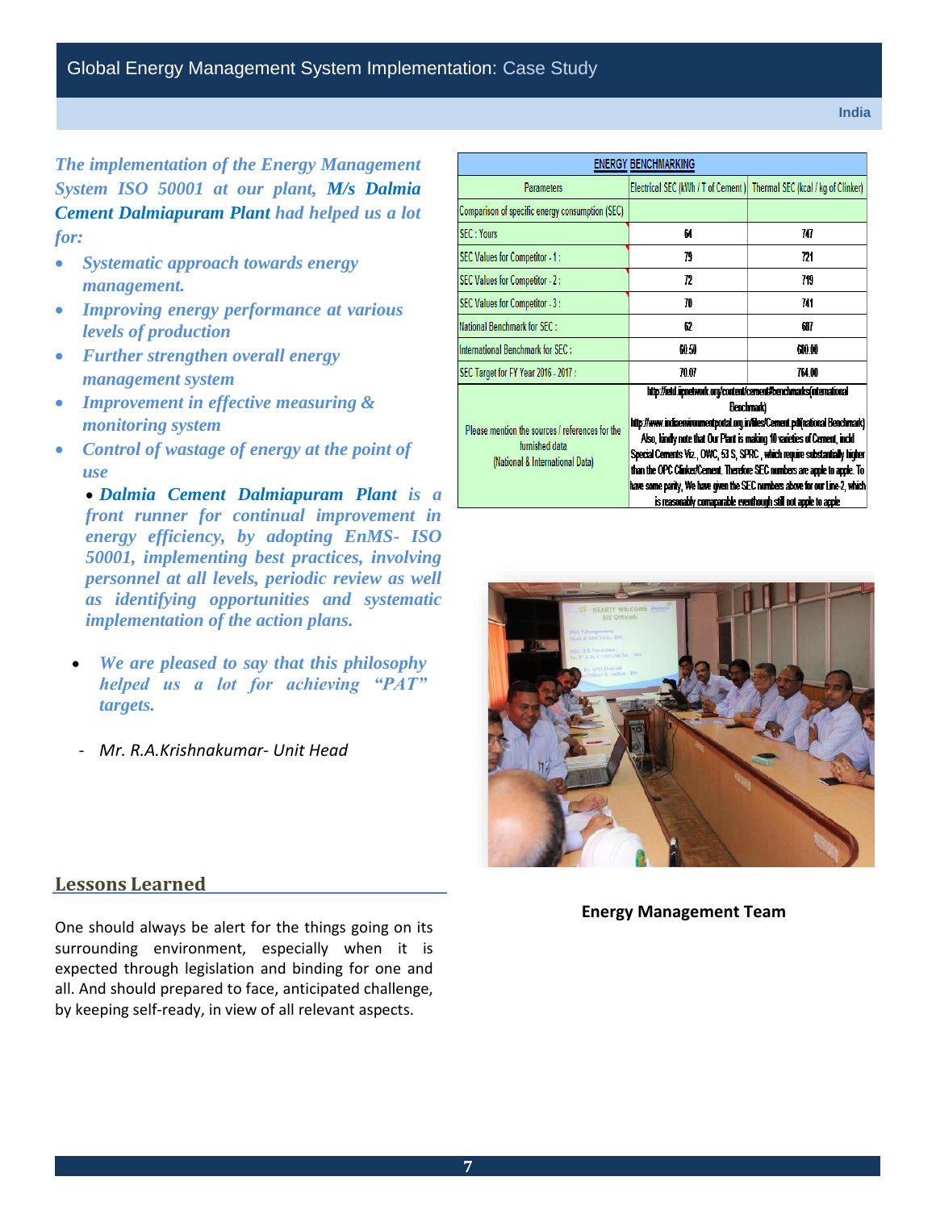*The implementation of the Energy Management System ISO 50001 at our plant, **M/s Dalmia Cement Dalmiapuram Plant** had helped us a lot for:*

- *Systematic approach towards energy management.*
- *Improving energy performance at various levels of production*
- *Further strengthen overall energy management system*
- *Improvement in effective measuring & monitoring system*
- *Control of wastage of energy at the point of use*

  - ***Dalmia Cement Dalmiapuram Plant** is a front runner for continual improvement in energy efficiency, by adopting EnMS- ISO 50001, implementing best practices, involving personnel at all levels, periodic review as well as identifying opportunities and systematic implementation of the action plans.*

- *We are pleased to say that this philosophy helped us a lot for achieving "PAT" targets.*

  - *Mr. R.A.Krishnakumar- Unit Head*

| ENERGY BENCHMARKING | | |
|---|---|---|
| Parameters | Electrical SEC (kWh / T of Cement) | Thermal SEC (kcal / kg of Clinker) |
| Comparison of specific energy consumption (SEC) | | |
| SEC : Yours | 64 | 747 |
| SEC Values for Competitor - 1 : | 79 | 721 |
| SEC Values for Competitor - 2 : | 72 | 719 |
| SEC Values for Competitor - 3 : | 70 | 741 |
| National Benchmark for SEC : | 62 | 687 |
| International Benchmark for SEC : | 60.50 | 680.00 |
| SEC Target for FY Year 2016 - 2017 : | 70.07 | 764.00 |
| Please mention the sources / references for the furnished data (National & International Data) | http://ietd.iipnetwork.org/content/cement#benchmarks(international Benchmark) http://www.indiaenvironmentportal.org.in/files/Cement.pdf(national Benchmark) Also, kindly note that Our Plant is making 10 varieties of Cement, incld Special Cements Viz., OWC, 53 S, SPRC , which require substantially higher than the OPC Clinker/Cement. Therefore SEC numbers are apple to apple. To have some parity, We have given the SEC numbers above for our Line-2, which is reasonably comaparable eventhough still not apple to apple | |

Energy Management Team

## Lessons Learned

One should always be alert for the things going on its surrounding environment, especially when it is expected through legislation and binding for one and all. And should prepared to face, anticipated challenge, by keeping self-ready, in view of all relevant aspects.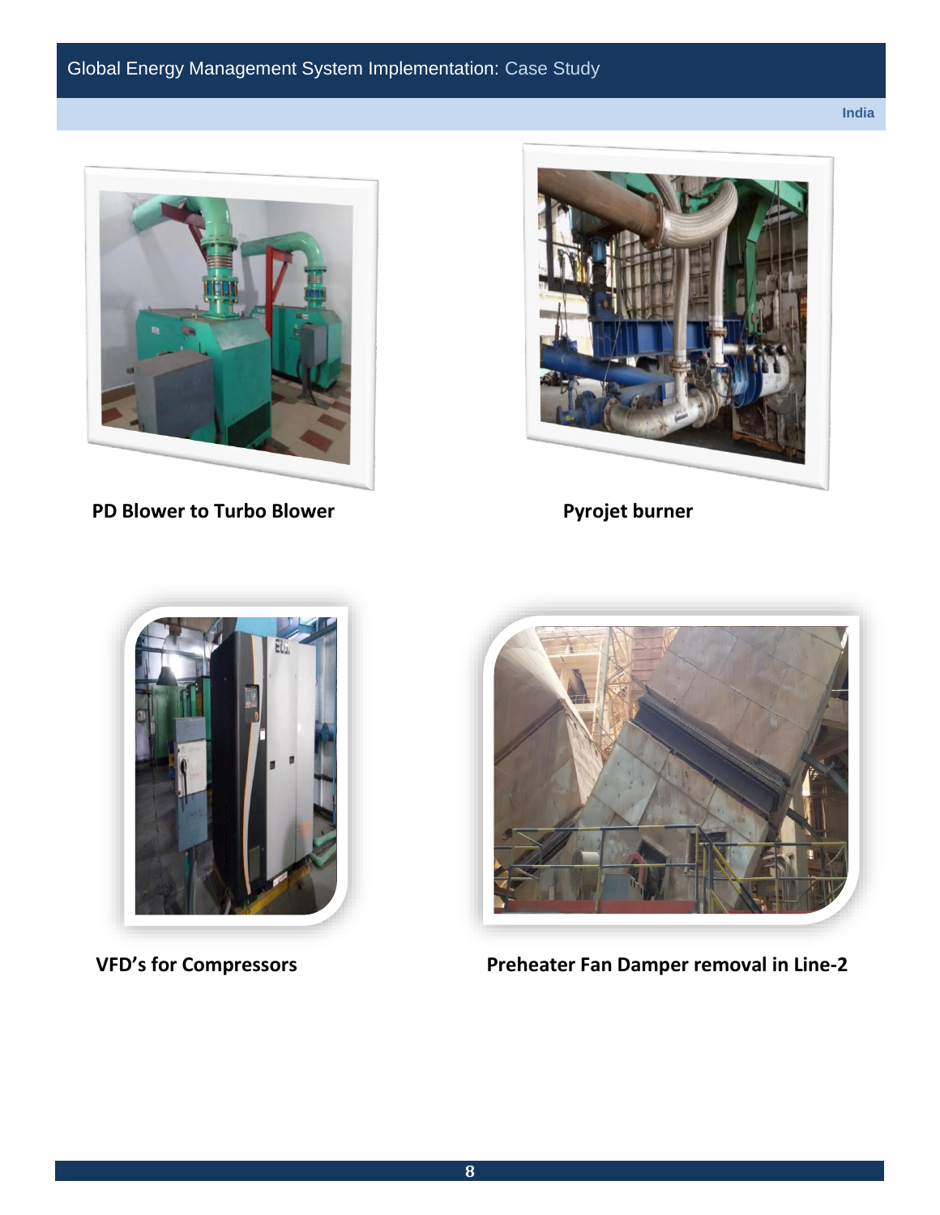PD Blower to Turbo Blower

Pyrojet burner

VFD's for Compressors

Preheater Fan Damper removal in Line-2